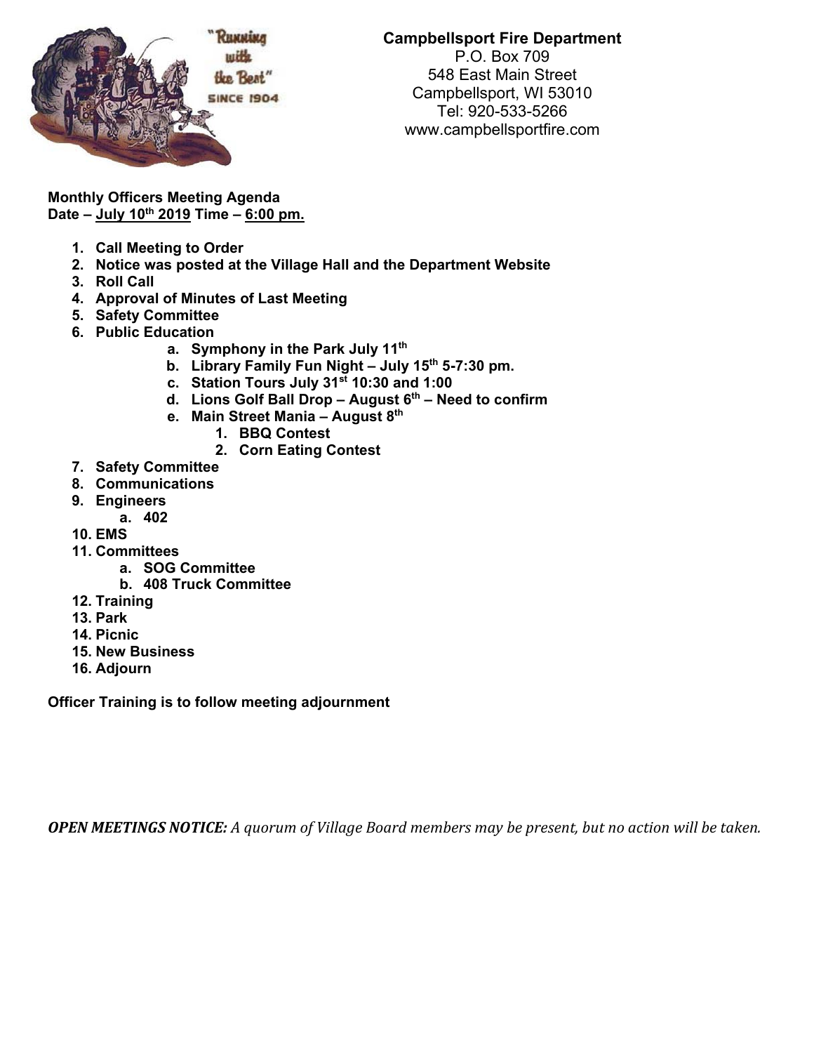**Campbellsport Fire Department**
P.O. Box 709
548 East Main Street
Campbellsport, WI 53010
Tel: 920-533-5266
www.campbellsportfire.com

**Monthly Officers Meeting Agenda**
**Date – July 10th 2019 Time – 6:00 pm.**

1. **Call Meeting to Order**
2. **Notice was posted at the Village Hall and the Department Website**
3. **Roll Call**
4. **Approval of Minutes of Last Meeting**
5. **Safety Committee**
6. **Public Education**
    a. **Symphony in the Park July 11th**
    b. **Library Family Fun Night – July 15th 5-7:30 pm.**
    c. **Station Tours July 31st 10:30 and 1:00**
    d. **Lions Golf Ball Drop – August 6th – Need to confirm**
    e. **Main Street Mania – August 8th**
        1. **BBQ Contest**
        2. **Corn Eating Contest**
7. **Safety Committee**
8. **Communications**
9. **Engineers**
    a. **402**
10. **EMS**
11. **Committees**
    a. **SOG Committee**
    b. **408 Truck Committee**
12. **Training**
13. **Park**
14. **Picnic**
15. **New Business**
16. **Adjourn**

**Officer Training is to follow meeting adjournment**

***OPEN MEETINGS NOTICE:*** *A quorum of Village Board members may be present, but no action will be taken.*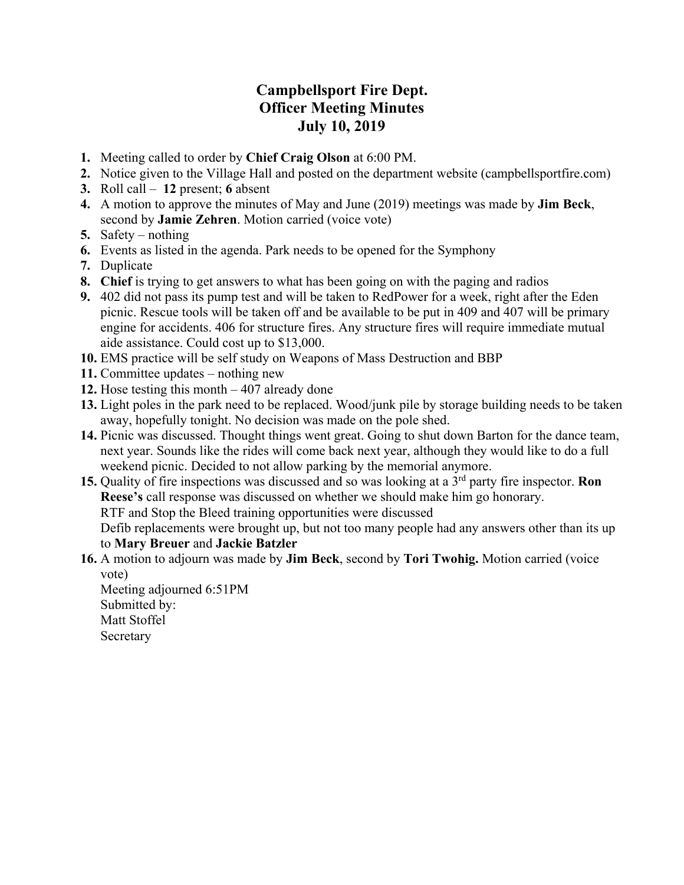# Campbellsport Fire Dept.
# Officer Meeting Minutes
# July 10, 2019

1. Meeting called to order by **Chief Craig Olson** at 6:00 PM.
2. Notice given to the Village Hall and posted on the department website (campbellsportfire.com)
3. Roll call – **12** present; **6** absent
4. A motion to approve the minutes of May and June (2019) meetings was made by **Jim Beck**, second by **Jamie Zehren**. Motion carried (voice vote)
5. Safety – nothing
6. Events as listed in the agenda. Park needs to be opened for the Symphony
7. Duplicate
8. **Chief** is trying to get answers to what has been going on with the paging and radios
9. 402 did not pass its pump test and will be taken to RedPower for a week, right after the Eden picnic. Rescue tools will be taken off and be available to be put in 409 and 407 will be primary engine for accidents. 406 for structure fires. Any structure fires will require immediate mutual aide assistance. Could cost up to $13,000.
10. EMS practice will be self study on Weapons of Mass Destruction and BBP
11. Committee updates – nothing new
12. Hose testing this month – 407 already done
13. Light poles in the park need to be replaced. Wood/junk pile by storage building needs to be taken away, hopefully tonight. No decision was made on the pole shed.
14. Picnic was discussed. Thought things went great. Going to shut down Barton for the dance team, next year. Sounds like the rides will come back next year, although they would like to do a full weekend picnic. Decided to not allow parking by the memorial anymore.
15. Quality of fire inspections was discussed and so was looking at a 3rd party fire inspector. **Ron Reese's** call response was discussed on whether we should make him go honorary.
    RTF and Stop the Bleed training opportunities were discussed
    Defib replacements were brought up, but not too many people had any answers other than its up to **Mary Breuer** and **Jackie Batzler**
16. A motion to adjourn was made by **Jim Beck**, second by **Tori Twohig.** Motion carried (voice vote)
    Meeting adjourned 6:51PM
    Submitted by:
    Matt Stoffel
    Secretary